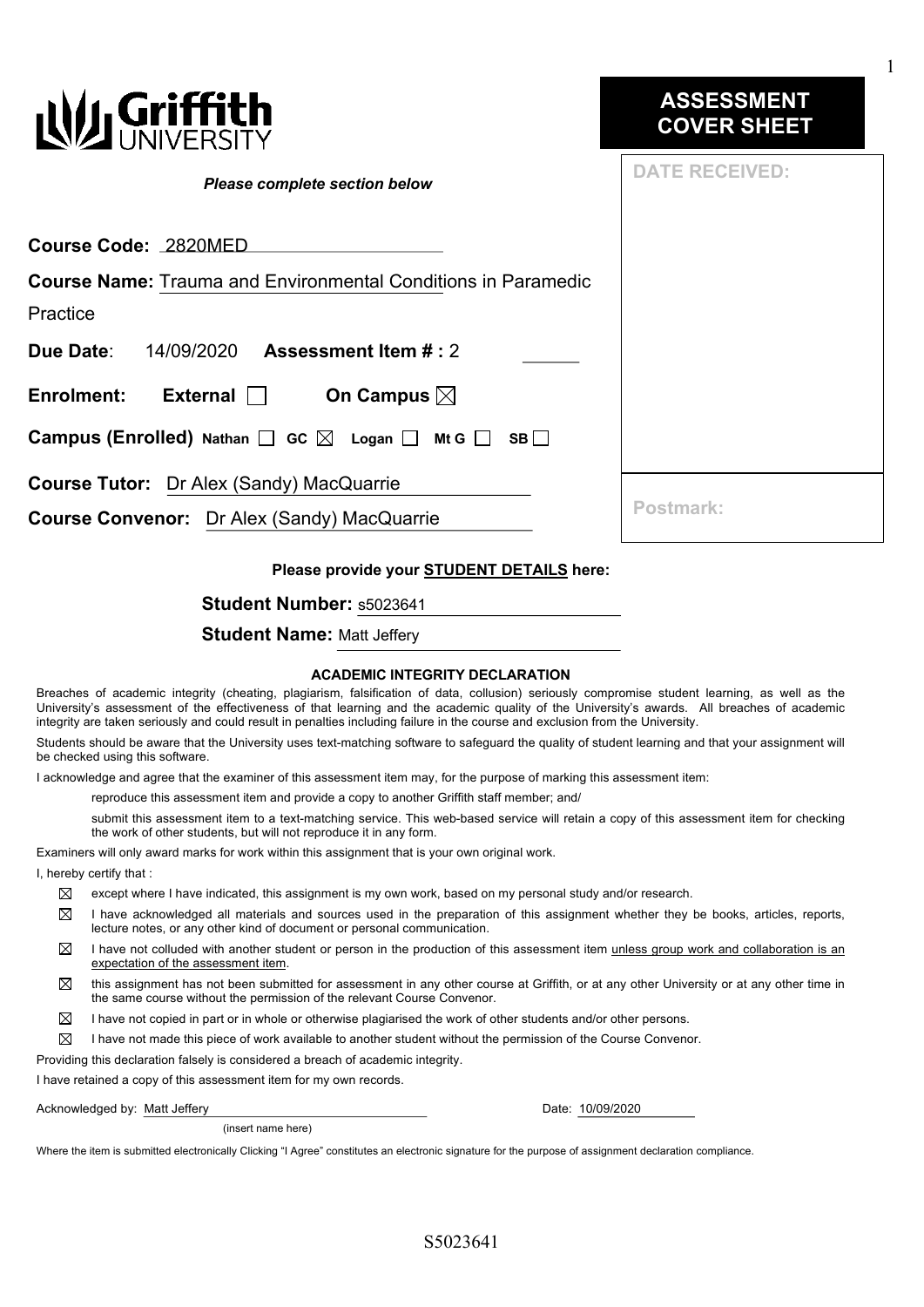**Griffith UNIVERSITY**

# ASSESSMENT COVER SHEET

**DATE RECEIVED:**

**Postmark:**

***Please complete section below***

**Course Code:** 2820MED

**Course Name:** Trauma and Environmental Conditions in Paramedic Practice

**Due Date**: 14/09/2020 **Assessment Item # :** 2

**Enrolment:** **External** ☐ **On Campus** ☒

**Campus (Enrolled)** **Nathan** ☐ **GC** ☒ **Logan** ☐ **Mt G** ☐ **SB** ☐

**Course Tutor:** Dr Alex (Sandy) MacQuarrie

**Course Convenor:** Dr Alex (Sandy) MacQuarrie

**Please provide your STUDENT DETAILS here:**

**Student Number:** s5023641

**Student Name:** Matt Jeffery

## ACADEMIC INTEGRITY DECLARATION

Breaches of academic integrity (cheating, plagiarism, falsification of data, collusion) seriously compromise student learning, as well as the University's assessment of the effectiveness of that learning and the academic quality of the University's awards. All breaches of academic integrity are taken seriously and could result in penalties including failure in the course and exclusion from the University.

Students should be aware that the University uses text-matching software to safeguard the quality of student learning and that your assignment will be checked using this software.

I acknowledge and agree that the examiner of this assessment item may, for the purpose of marking this assessment item:

reproduce this assessment item and provide a copy to another Griffith staff member; and/

submit this assessment item to a text-matching service. This web-based service will retain a copy of this assessment item for checking the work of other students, but will not reproduce it in any form.

Examiners will only award marks for work within this assignment that is your own original work.

I, hereby certify that :

- ☒ except where I have indicated, this assignment is my own work, based on my personal study and/or research.
- ☒ I have acknowledged all materials and sources used in the preparation of this assignment whether they be books, articles, reports, lecture notes, or any other kind of document or personal communication.
- ☒ I have not colluded with another student or person in the production of this assessment item unless group work and collaboration is an expectation of the assessment item.
- ☒ this assignment has not been submitted for assessment in any other course at Griffith, or at any other University or at any other time in the same course without the permission of the relevant Course Convenor.
- ☒ I have not copied in part or in whole or otherwise plagiarised the work of other students and/or other persons.
- ☒ I have not made this piece of work available to another student without the permission of the Course Convenor.

Providing this declaration falsely is considered a breach of academic integrity.

I have retained a copy of this assessment item for my own records.

Acknowledged by: Matt Jeffery (insert name here) Date: 10/09/2020

Where the item is submitted electronically Clicking "I Agree" constitutes an electronic signature for the purpose of assignment declaration compliance.

S5023641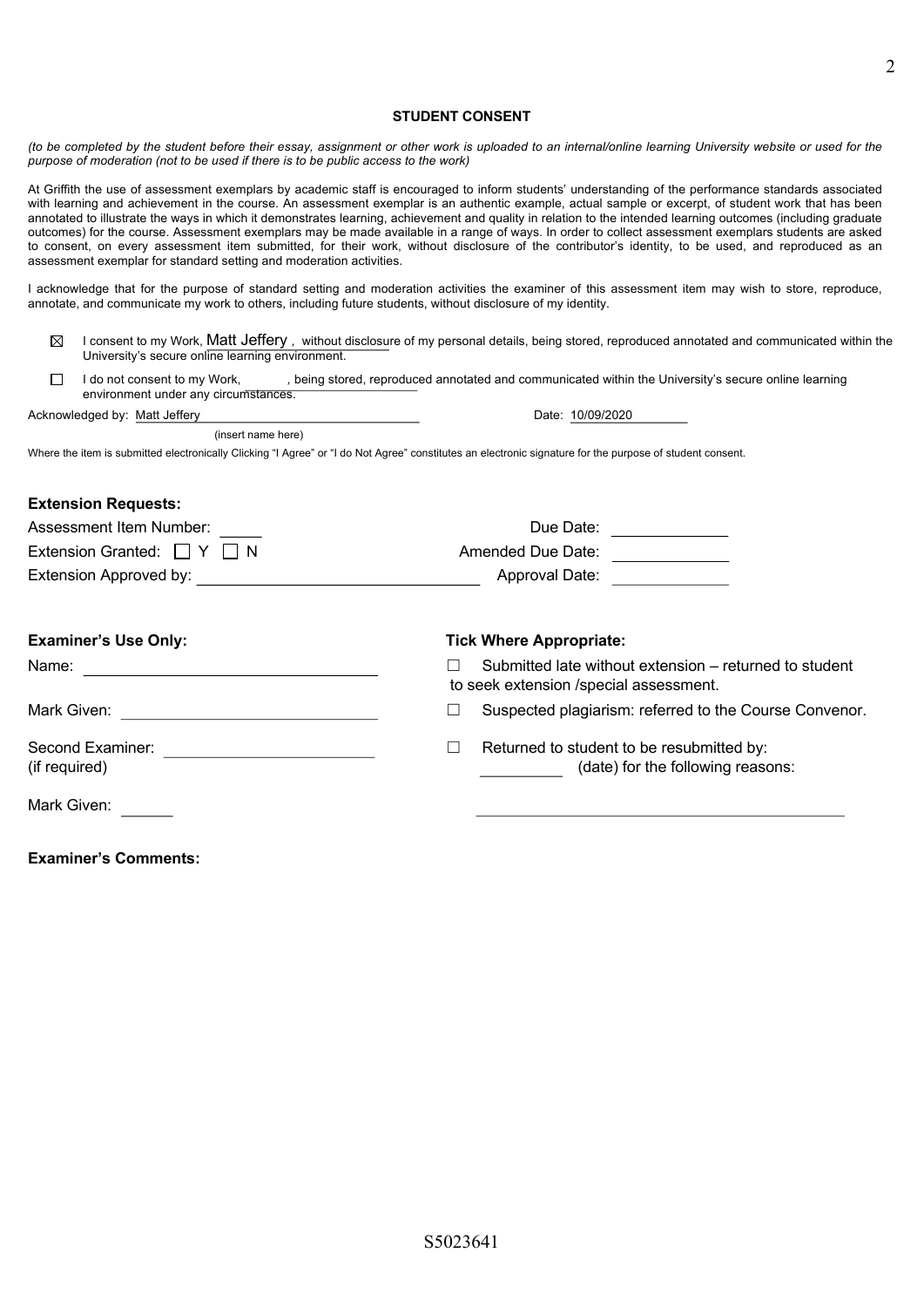## STUDENT CONSENT

*(to be completed by the student before their essay, assignment or other work is uploaded to an internal/online learning University website or used for the purpose of moderation (not to be used if there is to be public access to the work)*

At Griffith the use of assessment exemplars by academic staff is encouraged to inform students' understanding of the performance standards associated with learning and achievement in the course. An assessment exemplar is an authentic example, actual sample or excerpt, of student work that has been annotated to illustrate the ways in which it demonstrates learning, achievement and quality in relation to the intended learning outcomes (including graduate outcomes) for the course. Assessment exemplars may be made available in a range of ways. In order to collect assessment exemplars students are asked to consent, on every assessment item submitted, for their work, without disclosure of the contributor's identity, to be used, and reproduced as an assessment exemplar for standard setting and moderation activities.

I acknowledge that for the purpose of standard setting and moderation activities the examiner of this assessment item may wish to store, reproduce, annotate, and communicate my work to others, including future students, without disclosure of my identity.

☒ I consent to my Work, Matt Jeffery , without disclosure of my personal details, being stored, reproduced annotated and communicated within the University's secure online learning environment.

☐ I do not consent to my Work, \_\_\_\_\_\_\_\_, being stored, reproduced annotated and communicated within the University's secure online learning environment under any circumstances.

Acknowledged by: Matt Jeffery (insert name here) Date: 10/09/2020

Where the item is submitted electronically Clicking "I Agree" or "I do Not Agree" constitutes an electronic signature for the purpose of student consent.

**Extension Requests:**

Assessment Item Number: \_\_\_\_\_ Due Date: \_\_\_\_\_\_\_\_\_\_

Extension Granted: ☐ Y ☐ N Amended Due Date: \_\_\_\_\_\_\_\_\_\_

Extension Approved by: \_\_\_\_\_\_\_\_\_\_\_\_\_\_\_\_\_\_\_\_ Approval Date: \_\_\_\_\_\_\_\_\_\_

**Examiner's Use Only:**

Name: \_\_\_\_\_\_\_\_\_\_\_\_\_\_\_\_\_\_\_\_

Mark Given: \_\_\_\_\_\_\_\_\_\_\_\_\_\_\_\_\_\_\_\_

Second Examiner: \_\_\_\_\_\_\_\_\_\_\_\_\_\_\_\_\_\_\_\_
(if required)

Mark Given: \_\_\_\_\_\_

**Tick Where Appropriate:**

☐ Submitted late without extension – returned to student to seek extension /special assessment.

☐ Suspected plagiarism: referred to the Course Convenor.

☐ Returned to student to be resubmitted by: \_\_\_\_\_\_\_\_\_\_ (date) for the following reasons:

\_\_\_\_\_\_\_\_\_\_\_\_\_\_\_\_\_\_\_\_\_\_\_\_\_\_\_\_\_\_\_\_\_\_\_\_\_\_\_\_

**Examiner's Comments:**

S5023641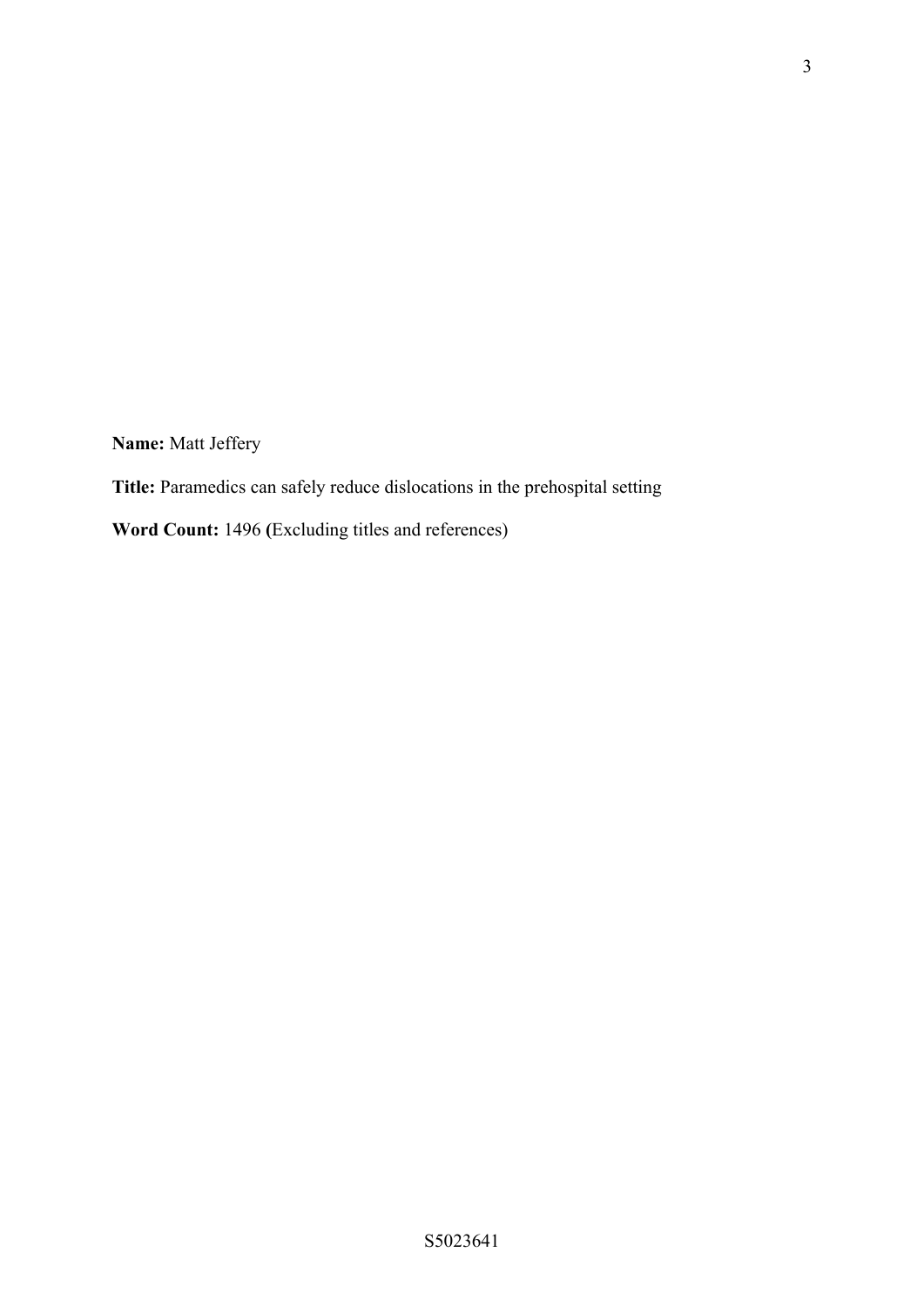**Name:** Matt Jeffery

**Title:** Paramedics can safely reduce dislocations in the prehospital setting

**Word Count:** 1496 **(**Excluding titles and references)

S5023641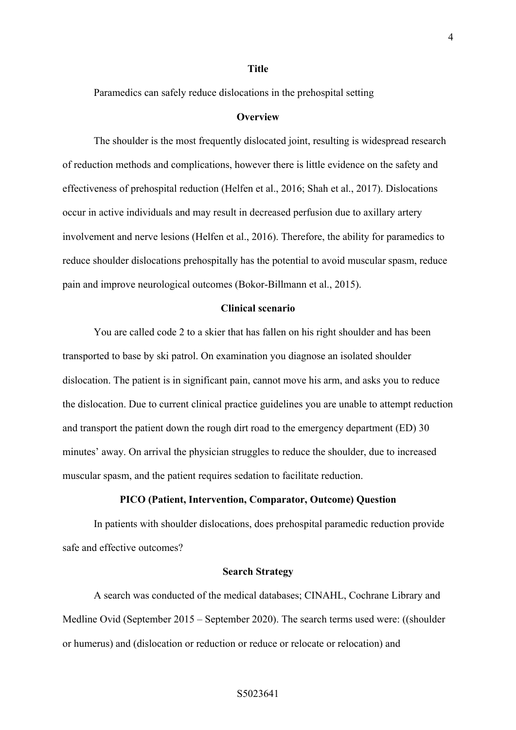## Title

Paramedics can safely reduce dislocations in the prehospital setting

## Overview

The shoulder is the most frequently dislocated joint, resulting is widespread research of reduction methods and complications, however there is little evidence on the safety and effectiveness of prehospital reduction (Helfen et al., 2016; Shah et al., 2017). Dislocations occur in active individuals and may result in decreased perfusion due to axillary artery involvement and nerve lesions (Helfen et al., 2016). Therefore, the ability for paramedics to reduce shoulder dislocations prehospitally has the potential to avoid muscular spasm, reduce pain and improve neurological outcomes (Bokor-Billmann et al., 2015).

## Clinical scenario

You are called code 2 to a skier that has fallen on his right shoulder and has been transported to base by ski patrol. On examination you diagnose an isolated shoulder dislocation. The patient is in significant pain, cannot move his arm, and asks you to reduce the dislocation. Due to current clinical practice guidelines you are unable to attempt reduction and transport the patient down the rough dirt road to the emergency department (ED) 30 minutes' away. On arrival the physician struggles to reduce the shoulder, due to increased muscular spasm, and the patient requires sedation to facilitate reduction.

## PICO (Patient, Intervention, Comparator, Outcome) Question

In patients with shoulder dislocations, does prehospital paramedic reduction provide safe and effective outcomes?

## Search Strategy

A search was conducted of the medical databases; CINAHL, Cochrane Library and Medline Ovid (September 2015 – September 2020). The search terms used were: ((shoulder or humerus) and (dislocation or reduction or reduce or relocate or relocation) and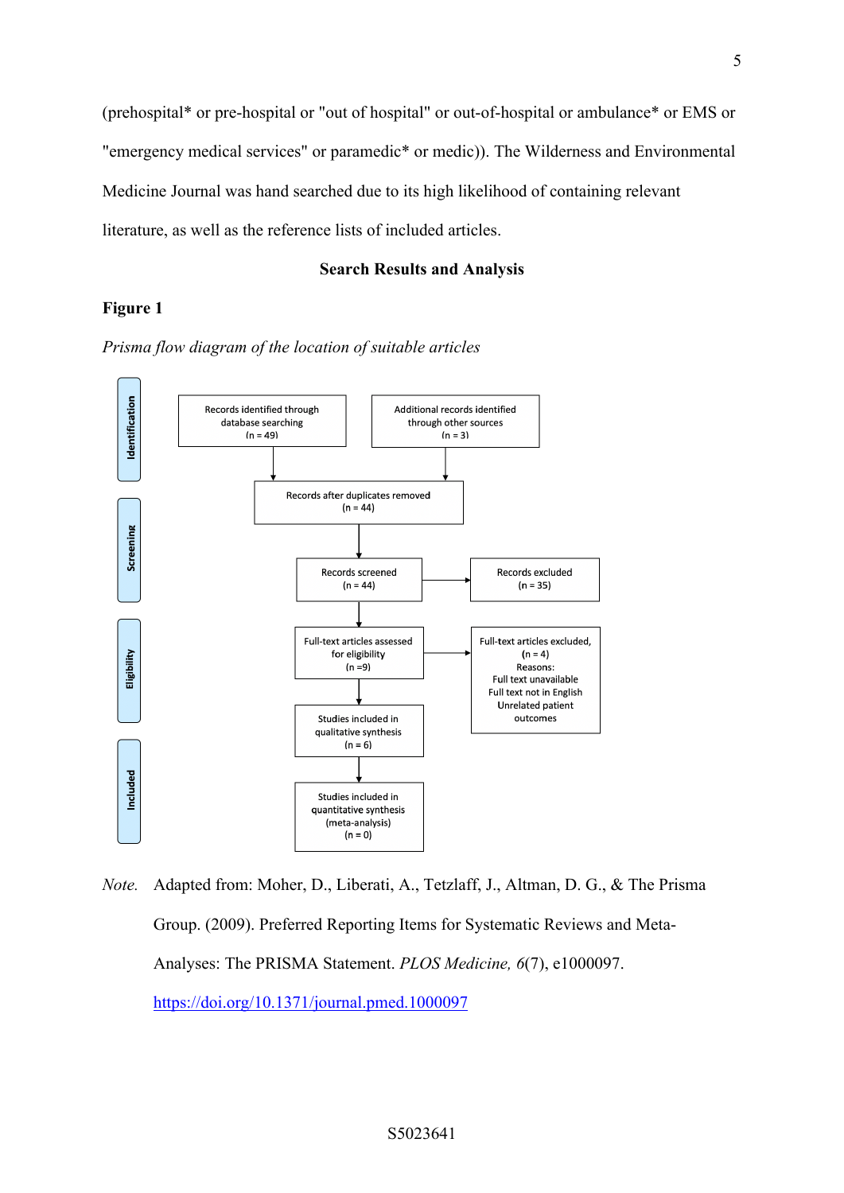(prehospital* or pre-hospital or "out of hospital" or out-of-hospital or ambulance* or EMS or "emergency medical services" or paramedic* or medic)). The Wilderness and Environmental Medicine Journal was hand searched due to its high likelihood of containing relevant literature, as well as the reference lists of included articles.

## Search Results and Analysis

**Figure 1**

*Prisma flow diagram of the location of suitable articles*

Identification

Records identified through database searching (n = 49)

Additional records identified through other sources (n = 3)

Records after duplicates removed (n = 44)

Screening

Records screened (n = 44)

Records excluded (n = 35)

Eligibility

Full-text articles assessed for eligibility (n =9)

Full-text articles excluded, (n = 4) Reasons: Full text unavailable Full text not in English Unrelated patient outcomes

Included

Studies included in qualitative synthesis (n = 6)

Studies included in quantitative synthesis (meta-analysis) (n = 0)

*Note.* Adapted from: Moher, D., Liberati, A., Tetzlaff, J., Altman, D. G., & The Prisma Group. (2009). Preferred Reporting Items for Systematic Reviews and Meta-Analyses: The PRISMA Statement. *PLOS Medicine, 6*(7), e1000097. https://doi.org/10.1371/journal.pmed.1000097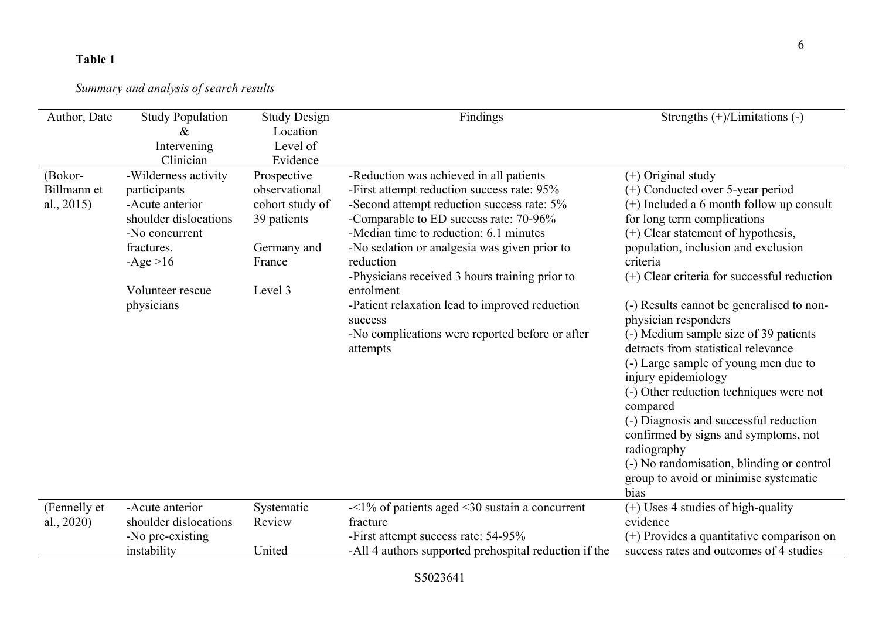**Table 1**

*Summary and analysis of search results*

| Author, Date | Study Population & Intervening Clinician | Study Design Location Level of Evidence | Findings | Strengths (+)/Limitations (-) |
|---|---|---|---|---|
| (Bokor-Billmann et al., 2015) | -Wilderness activity participants<br>-Acute anterior shoulder dislocations<br>-No concurrent fractures.<br>-Age >16<br><br>Volunteer rescue physicians | Prospective observational cohort study of 39 patients<br><br>Germany and France<br><br>Level 3 | -Reduction was achieved in all patients<br>-First attempt reduction success rate: 95%<br>-Second attempt reduction success rate: 5%<br>-Comparable to ED success rate: 70-96%<br>-Median time to reduction: 6.1 minutes<br>-No sedation or analgesia was given prior to reduction<br>-Physicians received 3 hours training prior to enrolment<br>-Patient relaxation lead to improved reduction success<br>-No complications were reported before or after attempts | (+) Original study<br>(+) Conducted over 5-year period<br>(+) Included a 6 month follow up consult for long term complications<br>(+) Clear statement of hypothesis, population, inclusion and exclusion criteria<br>(+) Clear criteria for successful reduction<br><br>(-) Results cannot be generalised to non-physician responders<br>(-) Medium sample size of 39 patients detracts from statistical relevance<br>(-) Large sample of young men due to injury epidemiology<br>(-) Other reduction techniques were not compared<br>(-) Diagnosis and successful reduction confirmed by signs and symptoms, not radiography<br>(-) No randomisation, blinding or control group to avoid or minimise systematic bias |
| (Fennelly et al., 2020) | -Acute anterior shoulder dislocations<br>-No pre-existing instability | Systematic Review<br><br>United | -<1% of patients aged <30 sustain a concurrent fracture<br>-First attempt success rate: 54-95%<br>-All 4 authors supported prehospital reduction if the | (+) Uses 4 studies of high-quality evidence<br>(+) Provides a quantitative comparison on success rates and outcomes of 4 studies |

S5023641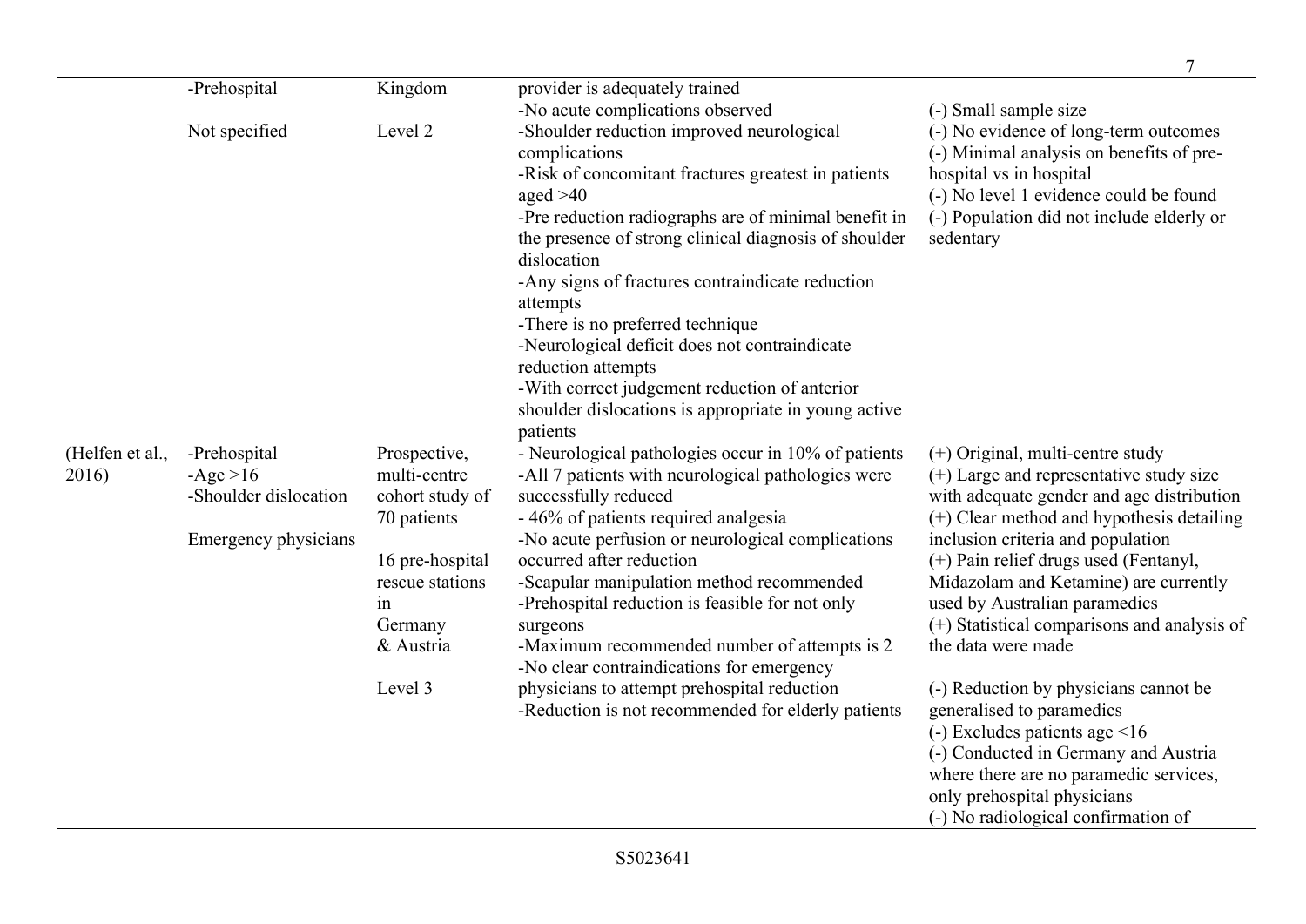| | | | | |
|---|---|---|---|---|
| | -Prehospital<br><br>Not specified | Kingdom<br><br>Level 2 | provider is adequately trained<br>-No acute complications observed<br>-Shoulder reduction improved neurological complications<br>-Risk of concomitant fractures greatest in patients aged >40<br>-Pre reduction radiographs are of minimal benefit in the presence of strong clinical diagnosis of shoulder dislocation<br>-Any signs of fractures contraindicate reduction attempts<br>-There is no preferred technique<br>-Neurological deficit does not contraindicate reduction attempts<br>-With correct judgement reduction of anterior shoulder dislocations is appropriate in young active patients | (-) Small sample size<br>(-) No evidence of long-term outcomes<br>(-) Minimal analysis on benefits of pre-hospital vs in hospital<br>(-) No level 1 evidence could be found<br>(-) Population did not include elderly or sedentary |
| (Helfen et al., 2016) | -Prehospital<br>-Age >16<br>-Shoulder dislocation<br><br>Emergency physicians | Prospective, multi-centre cohort study of 70 patients<br><br>16 pre-hospital rescue stations in Germany & Austria<br><br>Level 3 | - Neurological pathologies occur in 10% of patients<br>-All 7 patients with neurological pathologies were successfully reduced<br>- 46% of patients required analgesia<br>-No acute perfusion or neurological complications occurred after reduction<br>-Scapular manipulation method recommended<br>-Prehospital reduction is feasible for not only surgeons<br>-Maximum recommended number of attempts is 2<br>-No clear contraindications for emergency physicians to attempt prehospital reduction<br>-Reduction is not recommended for elderly patients | (+) Original, multi-centre study<br>(+) Large and representative study size with adequate gender and age distribution<br>(+) Clear method and hypothesis detailing inclusion criteria and population<br>(+) Pain relief drugs used (Fentanyl, Midazolam and Ketamine) are currently used by Australian paramedics<br>(+) Statistical comparisons and analysis of the data were made<br><br>(-) Reduction by physicians cannot be generalised to paramedics<br>(-) Excludes patients age <16<br>(-) Conducted in Germany and Austria where there are no paramedic services, only prehospital physicians<br>(-) No radiological confirmation of |

S5023641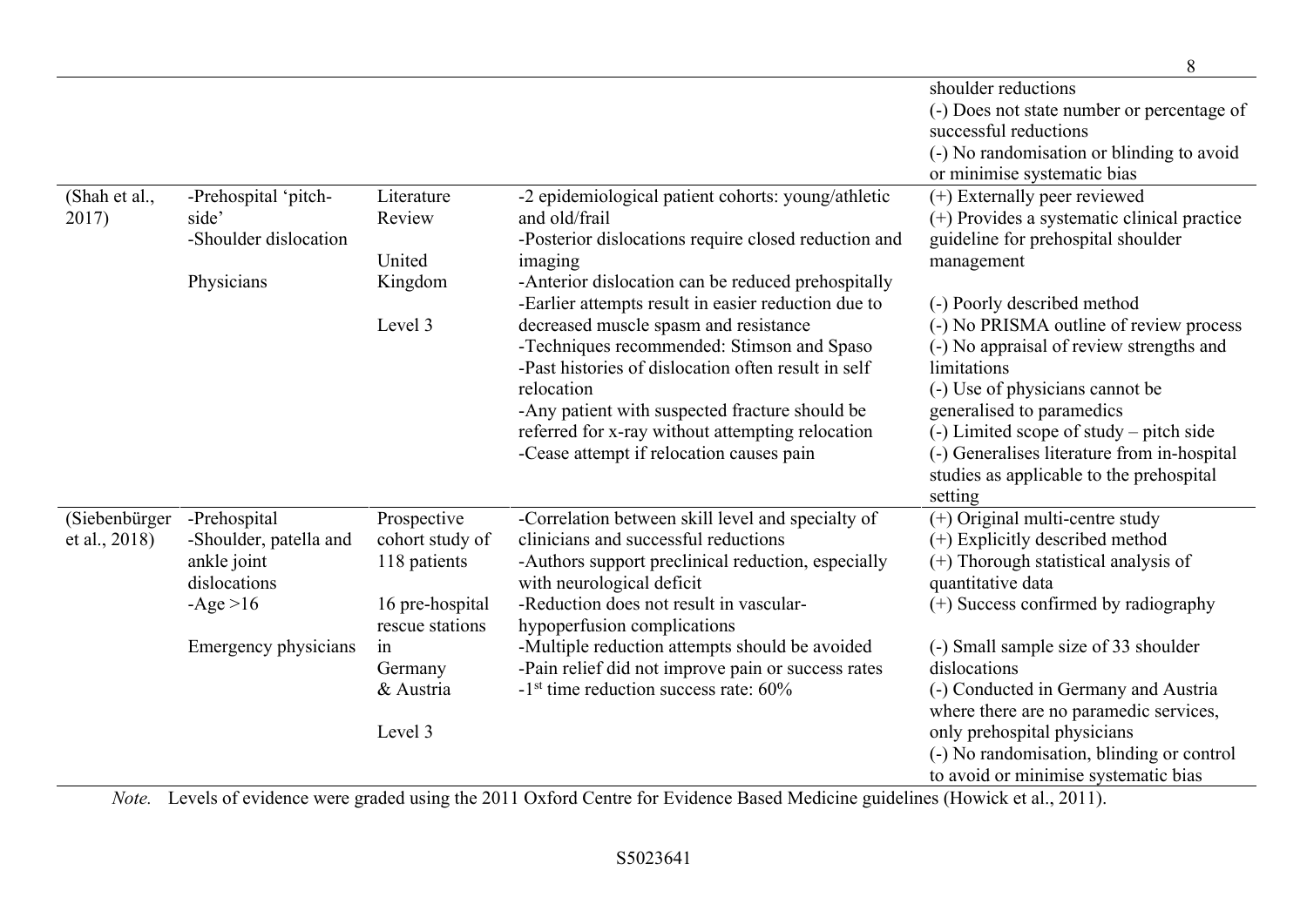| | | | | |
|---|---|---|---|---|
| | | | | shoulder reductions<br>(-) Does not state number or percentage of successful reductions<br>(-) No randomisation or blinding to avoid or minimise systematic bias |
| (Shah et al., 2017) | -Prehospital 'pitch-side'<br>-Shoulder dislocation<br><br>Physicians | Literature Review<br><br>United Kingdom<br><br>Level 3 | -2 epidemiological patient cohorts: young/athletic and old/frail<br>-Posterior dislocations require closed reduction and imaging<br>-Anterior dislocation can be reduced prehospitally<br>-Earlier attempts result in easier reduction due to decreased muscle spasm and resistance<br>-Techniques recommended: Stimson and Spaso<br>-Past histories of dislocation often result in self relocation<br>-Any patient with suspected fracture should be referred for x-ray without attempting relocation<br>-Cease attempt if relocation causes pain | (+) Externally peer reviewed<br>(+) Provides a systematic clinical practice guideline for prehospital shoulder management<br><br>(-) Poorly described method<br>(-) No PRISMA outline of review process<br>(-) No appraisal of review strengths and limitations<br>(-) Use of physicians cannot be generalised to paramedics<br>(-) Limited scope of study – pitch side<br>(-) Generalises literature from in-hospital studies as applicable to the prehospital setting |
| (Siebenbürger et al., 2018) | -Prehospital<br>-Shoulder, patella and ankle joint dislocations<br>-Age >16<br><br>Emergency physicians | Prospective cohort study of 118 patients<br><br>16 pre-hospital rescue stations in Germany & Austria<br><br>Level 3 | -Correlation between skill level and specialty of clinicians and successful reductions<br>-Authors support preclinical reduction, especially with neurological deficit<br>-Reduction does not result in vascular-hypoperfusion complications<br>-Multiple reduction attempts should be avoided<br>-Pain relief did not improve pain or success rates<br>-1st time reduction success rate: 60% | (+) Original multi-centre study<br>(+) Explicitly described method<br>(+) Thorough statistical analysis of quantitative data<br>(+) Success confirmed by radiography<br><br>(-) Small sample size of 33 shoulder dislocations<br>(-) Conducted in Germany and Austria where there are no paramedic services, only prehospital physicians<br>(-) No randomisation, blinding or control to avoid or minimise systematic bias |

*Note.* Levels of evidence were graded using the 2011 Oxford Centre for Evidence Based Medicine guidelines (Howick et al., 2011).

S5023641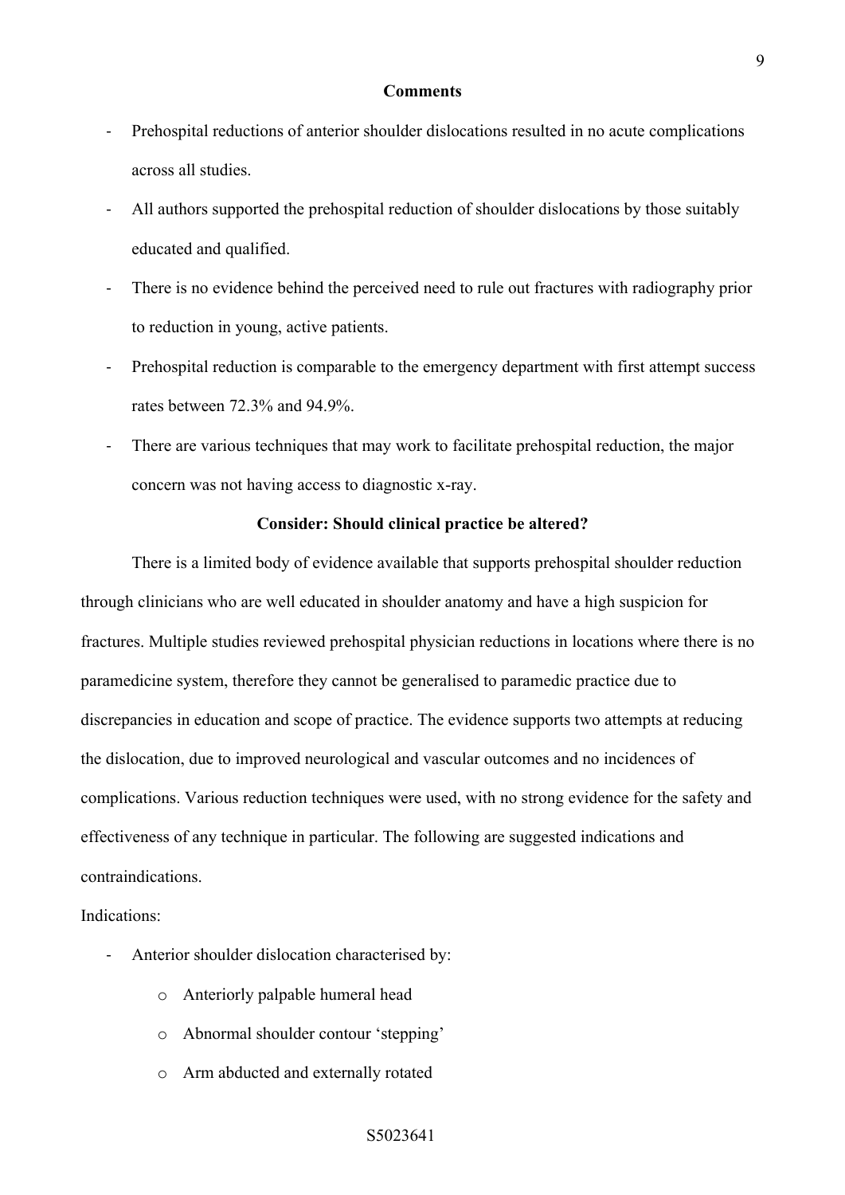## Comments

- Prehospital reductions of anterior shoulder dislocations resulted in no acute complications across all studies.
- All authors supported the prehospital reduction of shoulder dislocations by those suitably educated and qualified.
- There is no evidence behind the perceived need to rule out fractures with radiography prior to reduction in young, active patients.
- Prehospital reduction is comparable to the emergency department with first attempt success rates between 72.3% and 94.9%.
- There are various techniques that may work to facilitate prehospital reduction, the major concern was not having access to diagnostic x-ray.

## Consider: Should clinical practice be altered?

There is a limited body of evidence available that supports prehospital shoulder reduction through clinicians who are well educated in shoulder anatomy and have a high suspicion for fractures. Multiple studies reviewed prehospital physician reductions in locations where there is no paramedicine system, therefore they cannot be generalised to paramedic practice due to discrepancies in education and scope of practice. The evidence supports two attempts at reducing the dislocation, due to improved neurological and vascular outcomes and no incidences of complications. Various reduction techniques were used, with no strong evidence for the safety and effectiveness of any technique in particular. The following are suggested indications and contraindications.

Indications:

- Anterior shoulder dislocation characterised by:
  - Anteriorly palpable humeral head
  - Abnormal shoulder contour 'stepping'
  - Arm abducted and externally rotated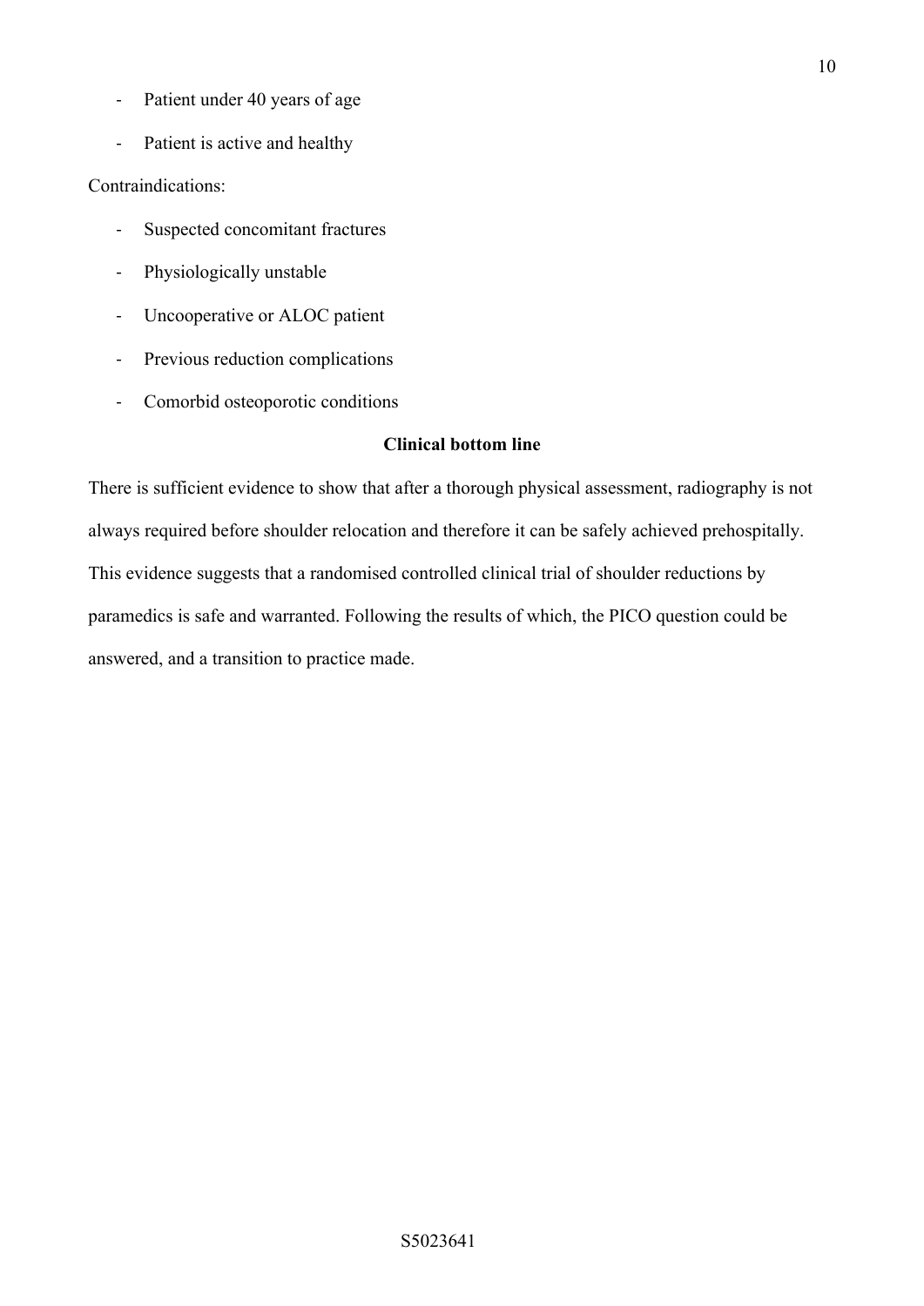- Patient under 40 years of age
- Patient is active and healthy

Contraindications:

- Suspected concomitant fractures
- Physiologically unstable
- Uncooperative or ALOC patient
- Previous reduction complications
- Comorbid osteoporotic conditions

## Clinical bottom line

There is sufficient evidence to show that after a thorough physical assessment, radiography is not always required before shoulder relocation and therefore it can be safely achieved prehospitally. This evidence suggests that a randomised controlled clinical trial of shoulder reductions by paramedics is safe and warranted. Following the results of which, the PICO question could be answered, and a transition to practice made.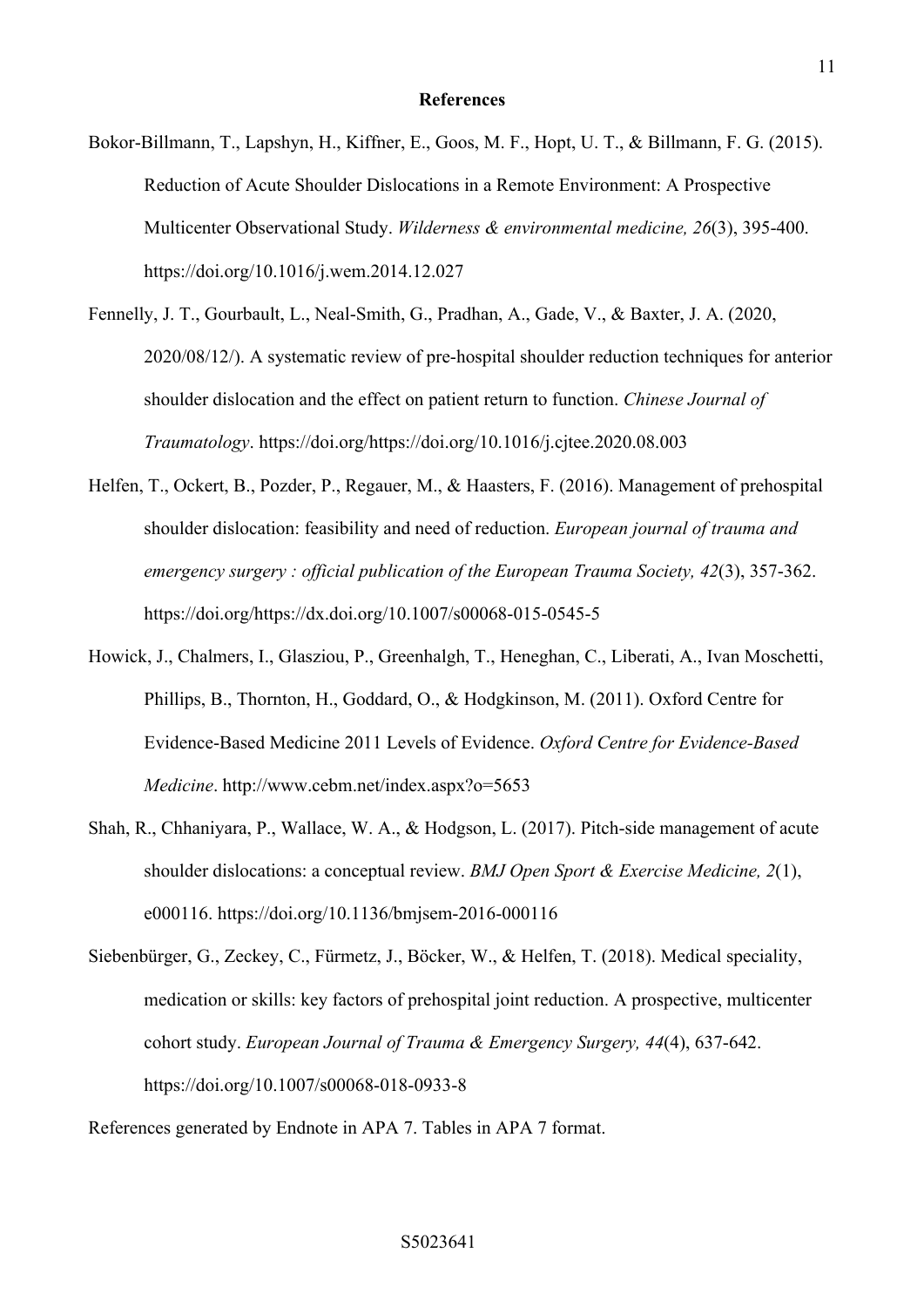# References

Bokor-Billmann, T., Lapshyn, H., Kiffner, E., Goos, M. F., Hopt, U. T., & Billmann, F. G. (2015). Reduction of Acute Shoulder Dislocations in a Remote Environment: A Prospective Multicenter Observational Study. *Wilderness & environmental medicine, 26*(3), 395-400. https://doi.org/10.1016/j.wem.2014.12.027

Fennelly, J. T., Gourbault, L., Neal-Smith, G., Pradhan, A., Gade, V., & Baxter, J. A. (2020, 2020/08/12/). A systematic review of pre-hospital shoulder reduction techniques for anterior shoulder dislocation and the effect on patient return to function. *Chinese Journal of Traumatology*. https://doi.org/https://doi.org/10.1016/j.cjtee.2020.08.003

Helfen, T., Ockert, B., Pozder, P., Regauer, M., & Haasters, F. (2016). Management of prehospital shoulder dislocation: feasibility and need of reduction. *European journal of trauma and emergency surgery : official publication of the European Trauma Society, 42*(3), 357-362. https://doi.org/https://dx.doi.org/10.1007/s00068-015-0545-5

Howick, J., Chalmers, I., Glasziou, P., Greenhalgh, T., Heneghan, C., Liberati, A., Ivan Moschetti, Phillips, B., Thornton, H., Goddard, O., & Hodgkinson, M. (2011). Oxford Centre for Evidence-Based Medicine 2011 Levels of Evidence. *Oxford Centre for Evidence-Based Medicine*. http://www.cebm.net/index.aspx?o=5653

Shah, R., Chhaniyara, P., Wallace, W. A., & Hodgson, L. (2017). Pitch-side management of acute shoulder dislocations: a conceptual review. *BMJ Open Sport & Exercise Medicine, 2*(1), e000116. https://doi.org/10.1136/bmjsem-2016-000116

Siebenbürger, G., Zeckey, C., Fürmetz, J., Böcker, W., & Helfen, T. (2018). Medical speciality, medication or skills: key factors of prehospital joint reduction. A prospective, multicenter cohort study. *European Journal of Trauma & Emergency Surgery, 44*(4), 637-642. https://doi.org/10.1007/s00068-018-0933-8

References generated by Endnote in APA 7. Tables in APA 7 format.